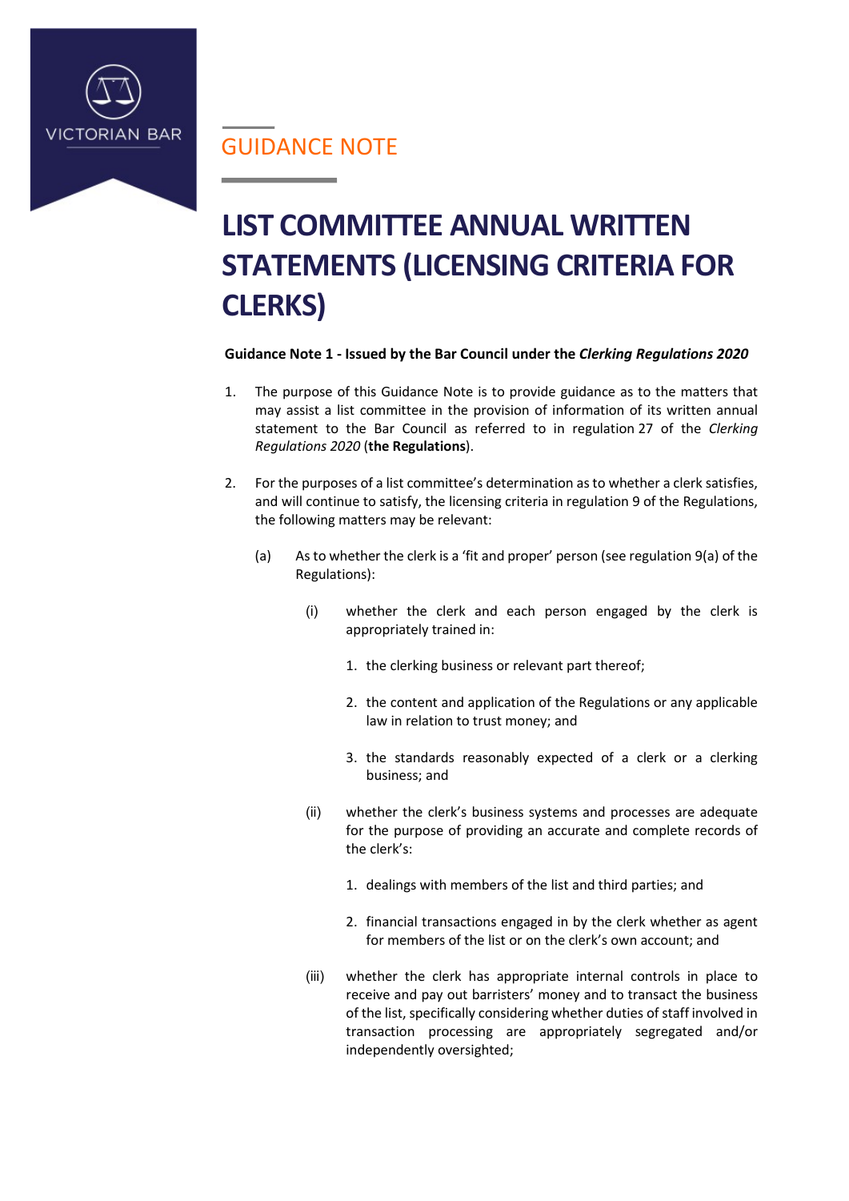VICTORIAN BAR

GUIDANCE NOTE

# LIST COMMITTEE ANNUAL WRITTEN STATEMENTS (LICENSING CRITERIA FOR CLERKS)

**Guidance Note 1 - Issued by the Bar Council under the *Clerking Regulations 2020***

1. The purpose of this Guidance Note is to provide guidance as to the matters that may assist a list committee in the provision of information of its written annual statement to the Bar Council as referred to in regulation 27 of the *Clerking Regulations 2020* (**the Regulations**).

2. For the purposes of a list committee's determination as to whether a clerk satisfies, and will continue to satisfy, the licensing criteria in regulation 9 of the Regulations, the following matters may be relevant:

   (a) As to whether the clerk is a 'fit and proper' person (see regulation 9(a) of the Regulations):

      (i) whether the clerk and each person engaged by the clerk is appropriately trained in:

         1. the clerking business or relevant part thereof;

         2. the content and application of the Regulations or any applicable law in relation to trust money; and

         3. the standards reasonably expected of a clerk or a clerking business; and

      (ii) whether the clerk's business systems and processes are adequate for the purpose of providing an accurate and complete records of the clerk's:

         1. dealings with members of the list and third parties; and

         2. financial transactions engaged in by the clerk whether as agent for members of the list or on the clerk's own account; and

      (iii) whether the clerk has appropriate internal controls in place to receive and pay out barristers' money and to transact the business of the list, specifically considering whether duties of staff involved in transaction processing are appropriately segregated and/or independently oversighted;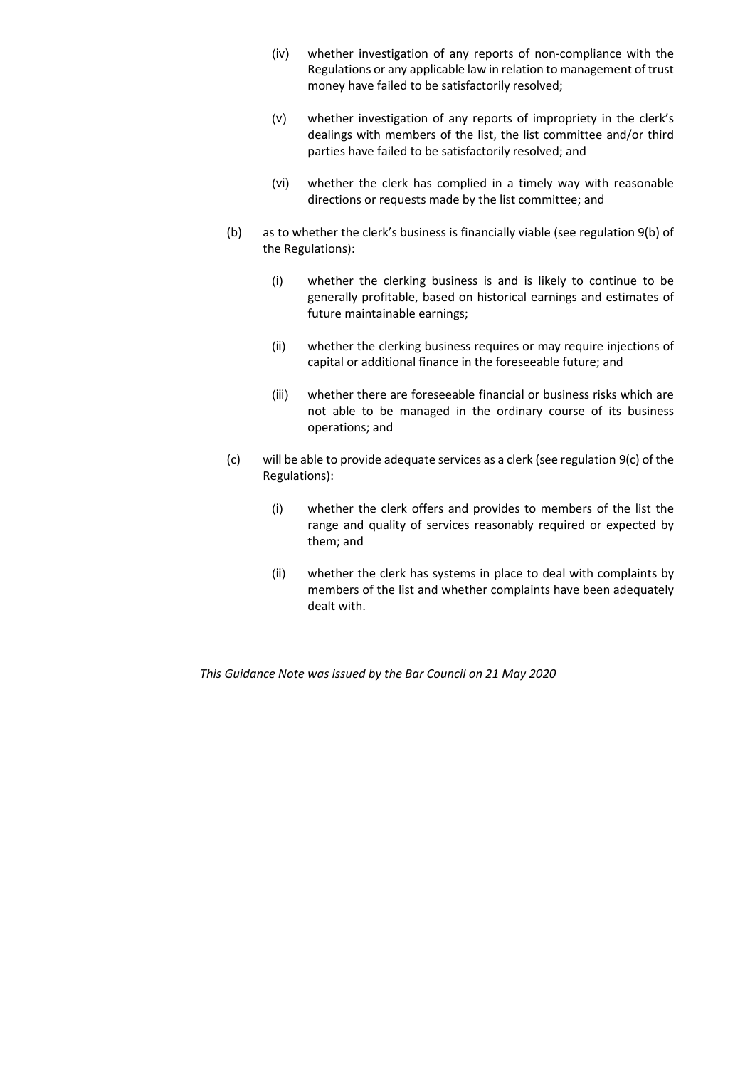(iv) whether investigation of any reports of non-compliance with the Regulations or any applicable law in relation to management of trust money have failed to be satisfactorily resolved;

(v) whether investigation of any reports of impropriety in the clerk's dealings with members of the list, the list committee and/or third parties have failed to be satisfactorily resolved; and

(vi) whether the clerk has complied in a timely way with reasonable directions or requests made by the list committee; and

(b) as to whether the clerk's business is financially viable (see regulation 9(b) of the Regulations):

(i) whether the clerking business is and is likely to continue to be generally profitable, based on historical earnings and estimates of future maintainable earnings;

(ii) whether the clerking business requires or may require injections of capital or additional finance in the foreseeable future; and

(iii) whether there are foreseeable financial or business risks which are not able to be managed in the ordinary course of its business operations; and

(c) will be able to provide adequate services as a clerk (see regulation 9(c) of the Regulations):

(i) whether the clerk offers and provides to members of the list the range and quality of services reasonably required or expected by them; and

(ii) whether the clerk has systems in place to deal with complaints by members of the list and whether complaints have been adequately dealt with.

*This Guidance Note was issued by the Bar Council on 21 May 2020*